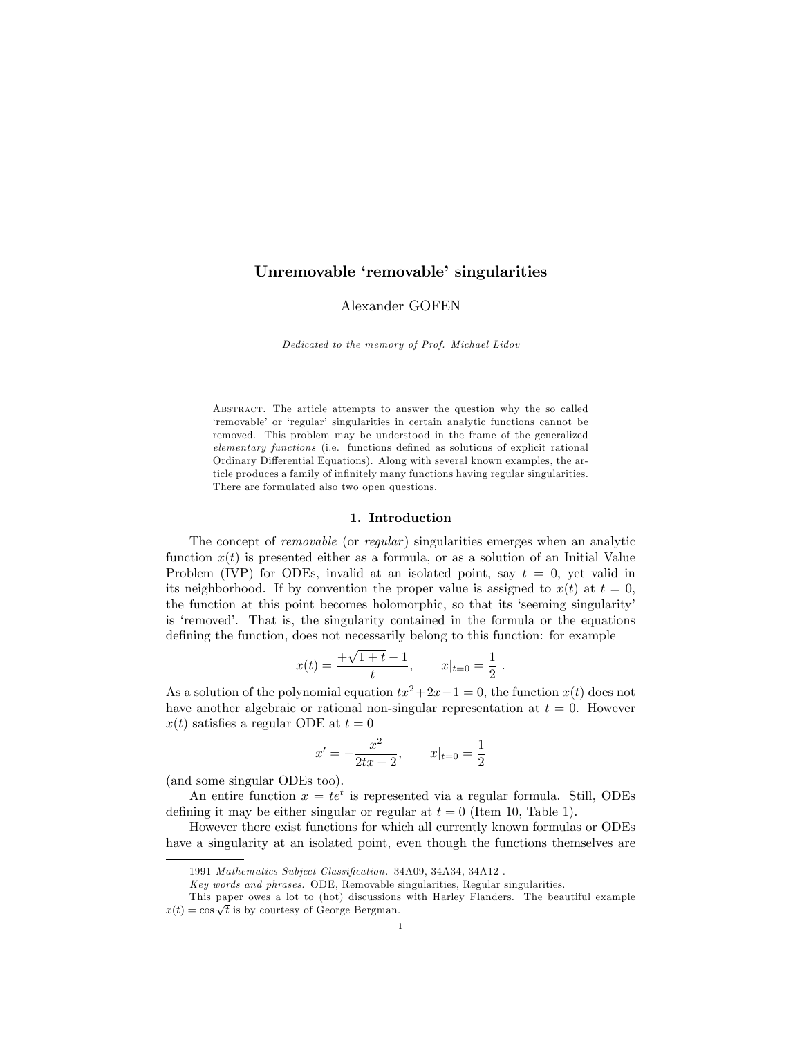# Unremovable ‘removable’ singularities

Alexander GOFEN

*Dedicated to the memory of Prof. Michael Lidov*

Abstract. The article attempts to answer the question why the so called ‘removable’ or ‘regular’ singularities in certain analytic functions cannot be removed. This problem may be understood in the frame of the generalized *elementary functions* (i.e. functions defined as solutions of explicit rational Ordinary Differential Equations). Along with several known examples, the article produces a family of infinitely many functions having regular singularities. There are formulated also two open questions.

## 1. Introduction

The concept of *removable* (or *regular*) singularities emerges when an analytic function $x(t)$ is presented either as a formula, or as a solution of an Initial Value Problem (IVP) for ODEs, invalid at an isolated point, say $t = 0$, yet valid in its neighborhood. If by convention the proper value is assigned to $x(t)$ at $t = 0$, the function at this point becomes holomorphic, so that its ‘seeming singularity’ is ‘removed’. That is, the singularity contained in the formula or the equations defining the function, does not necessarily belong to this function: for example

$$x(t) = \frac{+\sqrt{1+t} - 1}{t}, \qquad x|_{t=0} = \frac{1}{2}\ .$$

As a solution of the polynomial equation $tx^2+2x-1 = 0$, the function $x(t)$ does not have another algebraic or rational non-singular representation at $t = 0$. However $x(t)$ satisfies a regular ODE at $t = 0$

$$x' = -\frac{x^2}{2tx+2}, \qquad x|_{t=0} = \frac{1}{2}$$

(and some singular ODEs too).

An entire function $x = te^t$ is represented via a regular formula. Still, ODEs defining it may be either singular or regular at $t = 0$ (Item 10, Table 1).

However there exist functions for which all currently known formulas or ODEs have a singularity at an isolated point, even though the functions themselves are

---

1991 *Mathematics Subject Classification.* 34A09, 34A34, 34A12 .

*Key words and phrases.* ODE, Removable singularities, Regular singularities.

This paper owes a lot to (hot) discussions with Harley Flanders. The beautiful example $x(t) = \cos\sqrt{t}$ is by courtesy of George Bergman.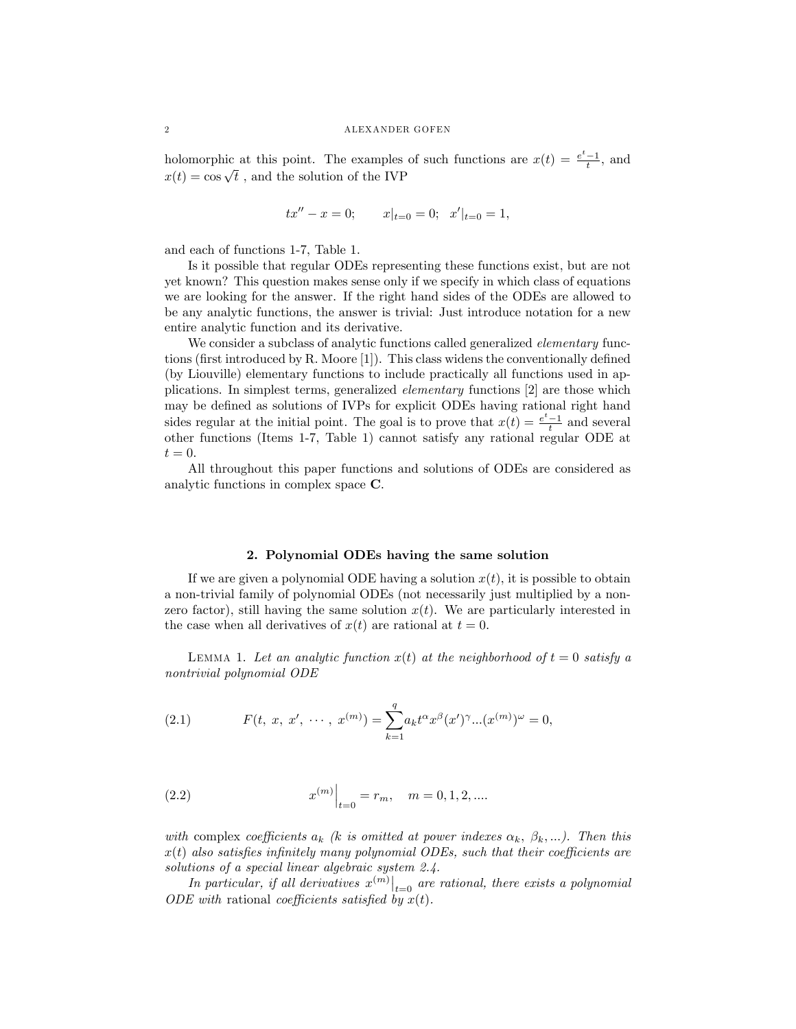holomorphic at this point. The examples of such functions are $x(t) = \frac{e^t - 1}{t}$, and $x(t) = \cos\sqrt{t}$ , and the solution of the IVP

$$tx'' - x = 0; \qquad x|_{t=0} = 0; \;\; x'|_{t=0} = 1,$$

and each of functions 1-7, Table 1.

Is it possible that regular ODEs representing these functions exist, but are not yet known? This question makes sense only if we specify in which class of equations we are looking for the answer. If the right hand sides of the ODEs are allowed to be any analytic functions, the answer is trivial: Just introduce notation for a new entire analytic function and its derivative.

We consider a subclass of analytic functions called generalized *elementary* functions (first introduced by R. Moore [1]). This class widens the conventionally defined (by Liouville) elementary functions to include practically all functions used in applications. In simplest terms, generalized *elementary* functions [2] are those which may be defined as solutions of IVPs for explicit ODEs having rational right hand sides regular at the initial point. The goal is to prove that $x(t) = \frac{e^t - 1}{t}$ and several other functions (Items 1-7, Table 1) cannot satisfy any rational regular ODE at $t = 0$.

All throughout this paper functions and solutions of ODEs are considered as analytic functions in complex space **C**.

## 2. Polynomial ODEs having the same solution

If we are given a polynomial ODE having a solution $x(t)$, it is possible to obtain a non-trivial family of polynomial ODEs (not necessarily just multiplied by a non-zero factor), still having the same solution $x(t)$. We are particularly interested in the case when all derivatives of $x(t)$ are rational at $t = 0$.

LEMMA 1. *Let an analytic function $x(t)$ at the neighborhood of $t = 0$ satisfy a nontrivial polynomial ODE*

$$F(t,\; x,\; x',\; \cdots,\; x^{(m)}) = \sum_{k=1}^{q} a_k t^{\alpha} x^{\beta} (x')^{\gamma} ... (x^{(m)})^{\omega} = 0, \tag{2.1}$$

$$x^{(m)}\Big|_{t=0} = r_m, \quad m = 0, 1, 2, .... \tag{2.2}$$

*with* complex *coefficients $a_k$ ($k$ is omitted at power indexes $\alpha_k,\ \beta_k, ...$). Then this $x(t)$ also satisfies infinitely many polynomial ODEs, such that their coefficients are solutions of a special linear algebraic system 2.4.*

*In particular, if all derivatives $x^{(m)}\big|_{t=0}$ are rational, there exists a polynomial ODE with* rational *coefficients satisfied by $x(t)$.*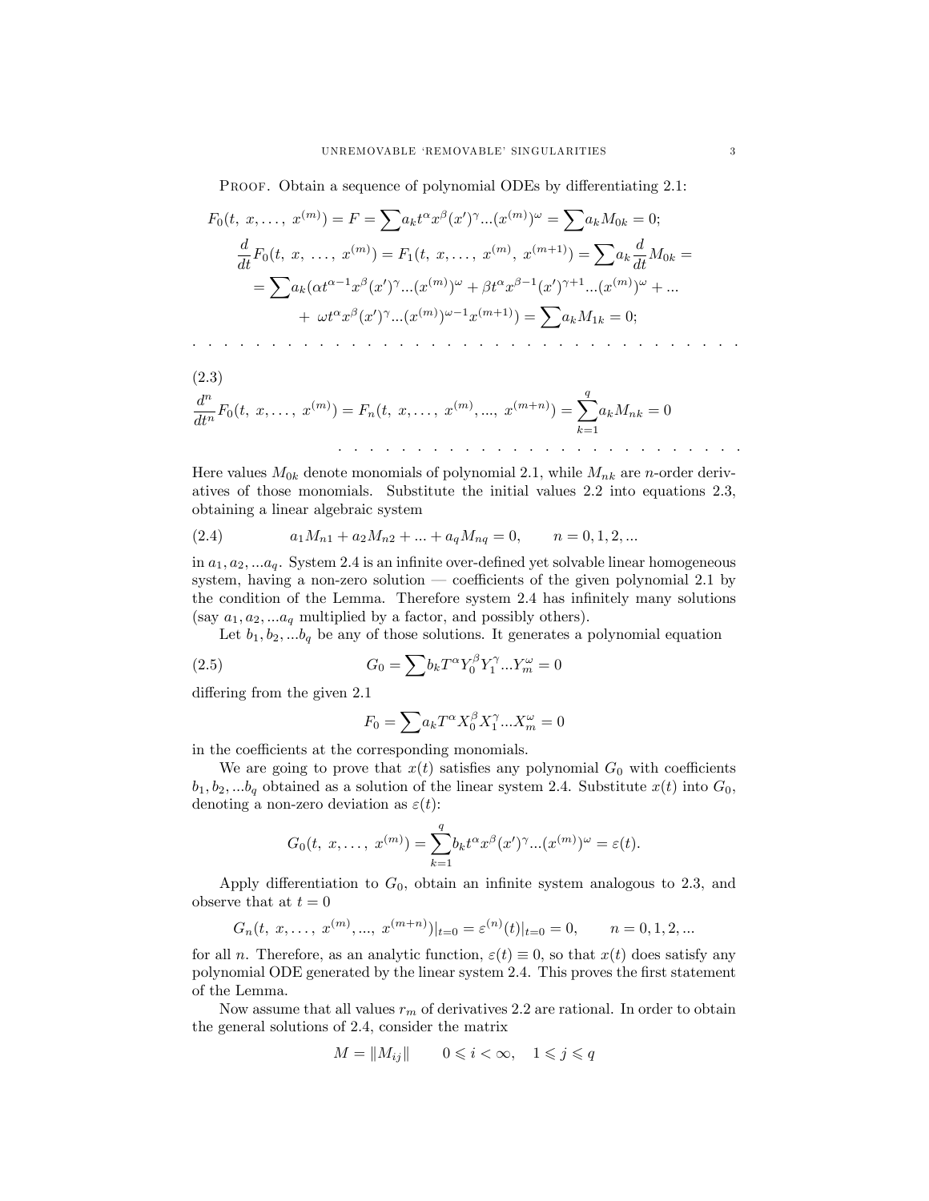PROOF. Obtain a sequence of polynomial ODEs by differentiating 2.1:

$$F_0(t,\ x, \dots,\ x^{(m)}) = F = \sum a_k t^\alpha x^\beta (x')^\gamma ... (x^{(m)})^\omega = \sum a_k M_{0k} = 0;$$

$$\frac{d}{dt}F_0(t,\ x,\ \dots,\ x^{(m)}) = F_1(t,\ x, \dots,\ x^{(m)},\ x^{(m+1)}) = \sum a_k \frac{d}{dt} M_{0k} =$$

$$= \sum a_k (\alpha t^{\alpha-1} x^\beta (x')^\gamma ... (x^{(m)})^\omega + \beta t^\alpha x^{\beta-1} (x')^{\gamma+1} ... (x^{(m)})^\omega + ...$$

$$+\ \omega t^\alpha x^\beta (x')^\gamma ... (x^{(m)})^{\omega-1} x^{(m+1)}) = \sum a_k M_{1k} = 0;$$

. . . . . . . . . . . . . . . . . . . . . . . . . . . . . . . . . . . . . .

(2.3)

$$\frac{d^n}{dt^n}F_0(t,\ x, \dots,\ x^{(m)}) = F_n(t,\ x, \dots,\ x^{(m)}, ...,\ x^{(m+n)}) = \sum_{k=1}^{q} a_k M_{nk} = 0$$

. . . . . . . . . . . . . . . . . . . . . . . . . . . .

Here values $M_{0k}$ denote monomials of polynomial 2.1, while $M_{nk}$ are $n$-order derivatives of those monomials. Substitute the initial values 2.2 into equations 2.3, obtaining a linear algebraic system

$$a_1 M_{n1} + a_2 M_{n2} + ... + a_q M_{nq} = 0, \qquad n = 0, 1, 2, ... \tag{2.4}$$

in $a_1, a_2, ...a_q$. System 2.4 is an infinite over-defined yet solvable linear homogeneous system, having a non-zero solution — coefficients of the given polynomial 2.1 by the condition of the Lemma. Therefore system 2.4 has infinitely many solutions (say $a_1, a_2, ...a_q$ multiplied by a factor, and possibly others).

Let $b_1, b_2, ...b_q$ be any of those solutions. It generates a polynomial equation

$$G_0 = \sum b_k T^\alpha Y_0^\beta Y_1^\gamma ... Y_m^\omega = 0 \tag{2.5}$$

differing from the given 2.1

$$F_0 = \sum a_k T^\alpha X_0^\beta X_1^\gamma ... X_m^\omega = 0$$

in the coefficients at the corresponding monomials.

We are going to prove that $x(t)$ satisfies any polynomial $G_0$ with coefficients $b_1, b_2, ...b_q$ obtained as a solution of the linear system 2.4. Substitute $x(t)$ into $G_0$, denoting a non-zero deviation as $\varepsilon(t)$:

$$G_0(t,\ x, \dots,\ x^{(m)}) = \sum_{k=1}^{q} b_k t^\alpha x^\beta (x')^\gamma ... (x^{(m)})^\omega = \varepsilon(t).$$

Apply differentiation to $G_0$, obtain an infinite system analogous to 2.3, and observe that at $t = 0$

$$G_n(t,\ x, \dots,\ x^{(m)}, ...,\ x^{(m+n)})|_{t=0} = \varepsilon^{(n)}(t)|_{t=0} = 0, \qquad n = 0, 1, 2, ...$$

for all $n$. Therefore, as an analytic function, $\varepsilon(t) \equiv 0$, so that $x(t)$ does satisfy any polynomial ODE generated by the linear system 2.4. This proves the first statement of the Lemma.

Now assume that all values $r_m$ of derivatives 2.2 are rational. In order to obtain the general solutions of 2.4, consider the matrix

$$M = \|M_{ij}\| \qquad 0 \leqslant i < \infty, \quad 1 \leqslant j \leqslant q$$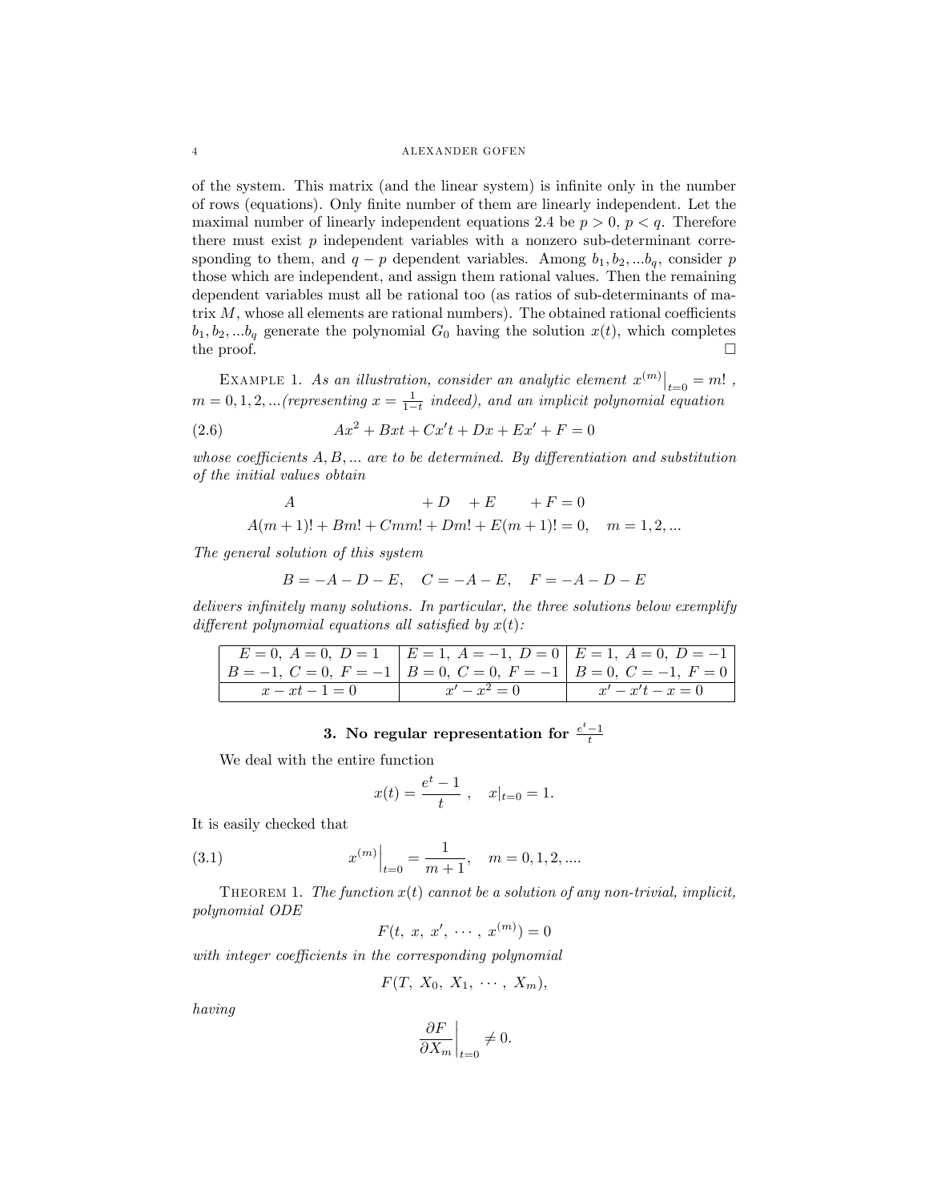of the system. This matrix (and the linear system) is infinite only in the number of rows (equations). Only finite number of them are linearly independent. Let the maximal number of linearly independent equations 2.4 be $p > 0$, $p < q$. Therefore there must exist $p$ independent variables with a nonzero sub-determinant corresponding to them, and $q - p$ dependent variables. Among $b_1, b_2, ...b_q$, consider $p$ those which are independent, and assign them rational values. Then the remaining dependent variables must all be rational too (as ratios of sub-determinants of matrix $M$, whose all elements are rational numbers). The obtained rational coefficients $b_1, b_2, ...b_q$ generate the polynomial $G_0$ having the solution $x(t)$, which completes the proof. □

EXAMPLE 1. *As an illustration, consider an analytic element* $x^{(m)}\big|_{t=0} = m!$ , $m = 0, 1, 2, ...$*(representing* $x = \frac{1}{1-t}$ *indeed), and an implicit polynomial equation*

$$Ax^2 + Bxt + Cx't + Dx + Ex' + F = 0 \tag{2.6}$$

*whose coefficients* $A, B, ...$ *are to be determined. By differentiation and substitution of the initial values obtain*

$$A \qquad\qquad\qquad\qquad + D \quad + E \qquad + F = 0$$
$$A(m + 1)! + Bm! + Cmm! + Dm! + E(m + 1)! = 0, \quad m = 1, 2, ...$$

*The general solution of this system*

$$B = -A - D - E, \quad C = -A - E, \quad F = -A - D - E$$

*delivers infinitely many solutions. In particular, the three solutions below exemplify different polynomial equations all satisfied by* $x(t)$*:*

| $E = 0,\ A = 0,\ D = 1$ | $E = 1,\ A = -1,\ D = 0$ | $E = 1,\ A = 0,\ D = -1$ |
|---|---|---|
| $B = -1,\ C = 0,\ F = -1$ | $B = 0,\ C = 0,\ F = -1$ | $B = 0,\ C = -1,\ F = 0$ |
| $x - xt - 1 = 0$ | $x' - x^2 = 0$ | $x' - x't - x = 0$ |

## 3. No regular representation for $\frac{e^t - 1}{t}$

We deal with the entire function

$$x(t) = \frac{e^t - 1}{t}\ , \quad x|_{t=0} = 1.$$

It is easily checked that

$$x^{(m)}\Big|_{t=0} = \frac{1}{m + 1}, \quad m = 0, 1, 2, .... \tag{3.1}$$

THEOREM 1. *The function* $x(t)$ *cannot be a solution of any non-trivial, implicit, polynomial ODE*

$$F(t,\ x,\ x',\ \cdots,\ x^{(m)}) = 0$$

*with integer coefficients in the corresponding polynomial*

$$F(T,\ X_0,\ X_1,\ \cdots,\ X_m),$$

*having*

$$\frac{\partial F}{\partial X_m}\bigg|_{t=0} \neq 0.$$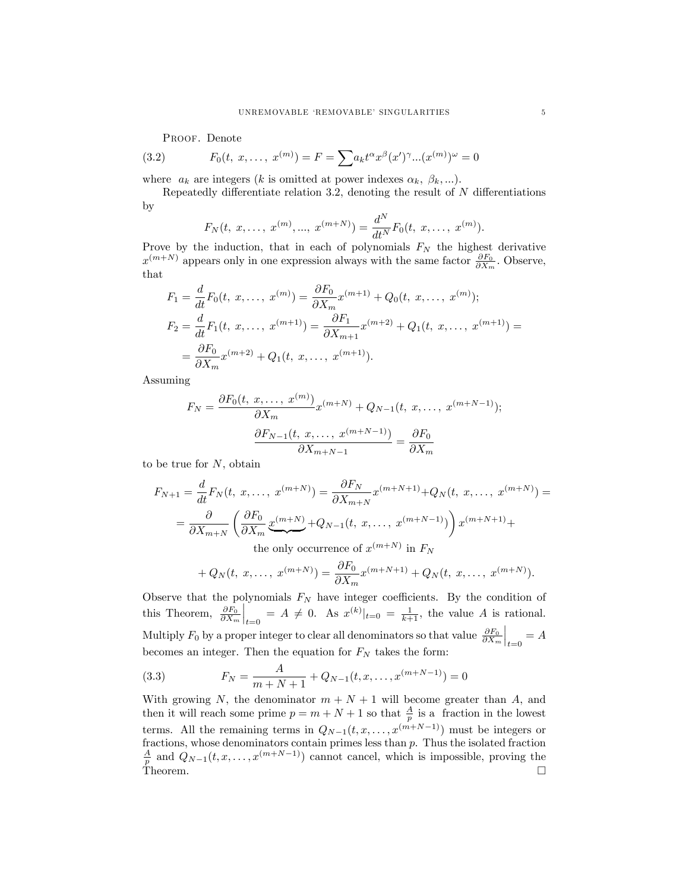Proof. Denote

$$F_0(t,\ x,\dots,\ x^{(m)}) = F = \sum a_k t^{\alpha} x^{\beta} (x')^{\gamma} ... (x^{(m)})^{\omega} = 0 \tag{3.2}$$

where $a_k$ are integers ($k$ is omitted at power indexes $\alpha_k,\ \beta_k, ...$).

Repeatedly differentiate relation 3.2, denoting the result of $N$ differentiations by

$$F_N(t,\ x,\dots,\ x^{(m)},...,\ x^{(m+N)}) = \frac{d^N}{dt^N} F_0(t,\ x,\dots,\ x^{(m)}).$$

Prove by the induction, that in each of polynomials $F_N$ the highest derivative $x^{(m+N)}$ appears only in one expression always with the same factor $\frac{\partial F_0}{\partial X_m}$. Observe, that

$$F_1 = \frac{d}{dt} F_0(t,\ x,\dots,\ x^{(m)}) = \frac{\partial F_0}{\partial X_m} x^{(m+1)} + Q_0(t,\ x,\dots,\ x^{(m)});$$

$$F_2 = \frac{d}{dt} F_1(t,\ x,\dots,\ x^{(m+1)}) = \frac{\partial F_1}{\partial X_{m+1}} x^{(m+2)} + Q_1(t,\ x,\dots,\ x^{(m+1)}) =$$

$$= \frac{\partial F_0}{\partial X_m} x^{(m+2)} + Q_1(t,\ x,\dots,\ x^{(m+1)}).$$

Assuming

$$F_N = \frac{\partial F_0(t,\ x,\dots,\ x^{(m)})}{\partial X_m} x^{(m+N)} + Q_{N-1}(t,\ x,\dots,\ x^{(m+N-1)});$$

$$\frac{\partial F_{N-1}(t,\ x,\dots,\ x^{(m+N-1)})}{\partial X_{m+N-1}} = \frac{\partial F_0}{\partial X_m}$$

to be true for $N$, obtain

$$F_{N+1} = \frac{d}{dt} F_N(t,\ x,\dots,\ x^{(m+N)}) = \frac{\partial F_N}{\partial X_{m+N}} x^{(m+N+1)} + Q_N(t,\ x,\dots,\ x^{(m+N)}) =$$

$$= \frac{\partial}{\partial X_{m+N}} \left( \frac{\partial F_0}{\partial X_m} \underbrace{x^{(m+N)}}_{\text{the only occurrence of } x^{(m+N)} \text{ in } F_N} + Q_{N-1}(t,\ x,\dots,\ x^{(m+N-1)}) \right) x^{(m+N+1)} +$$

$$+ Q_N(t,\ x,\dots,\ x^{(m+N)}) = \frac{\partial F_0}{\partial X_m} x^{(m+N+1)} + Q_N(t,\ x,\dots,\ x^{(m+N)}).$$

Observe that the polynomials $F_N$ have integer coefficients. By the condition of this Theorem, $\left.\frac{\partial F_0}{\partial X_m}\right|_{t=0} = A \neq 0$. As $x^{(k)}|_{t=0} = \frac{1}{k+1}$, the value $A$ is rational. Multiply $F_0$ by a proper integer to clear all denominators so that value $\left.\frac{\partial F_0}{\partial X_m}\right|_{t=0} = A$ becomes an integer. Then the equation for $F_N$ takes the form:

$$F_N = \frac{A}{m+N+1} + Q_{N-1}(t, x, \dots, x^{(m+N-1)}) = 0 \tag{3.3}$$

With growing $N$, the denominator $m+N+1$ will become greater than $A$, and then it will reach some prime $p = m+N+1$ so that $\frac{A}{p}$ is a fraction in the lowest terms. All the remaining terms in $Q_{N-1}(t, x, \dots, x^{(m+N-1)})$ must be integers or fractions, whose denominators contain primes less than $p$. Thus the isolated fraction $\frac{A}{p}$ and $Q_{N-1}(t, x, \dots, x^{(m+N-1)})$ cannot cancel, which is impossible, proving the Theorem. □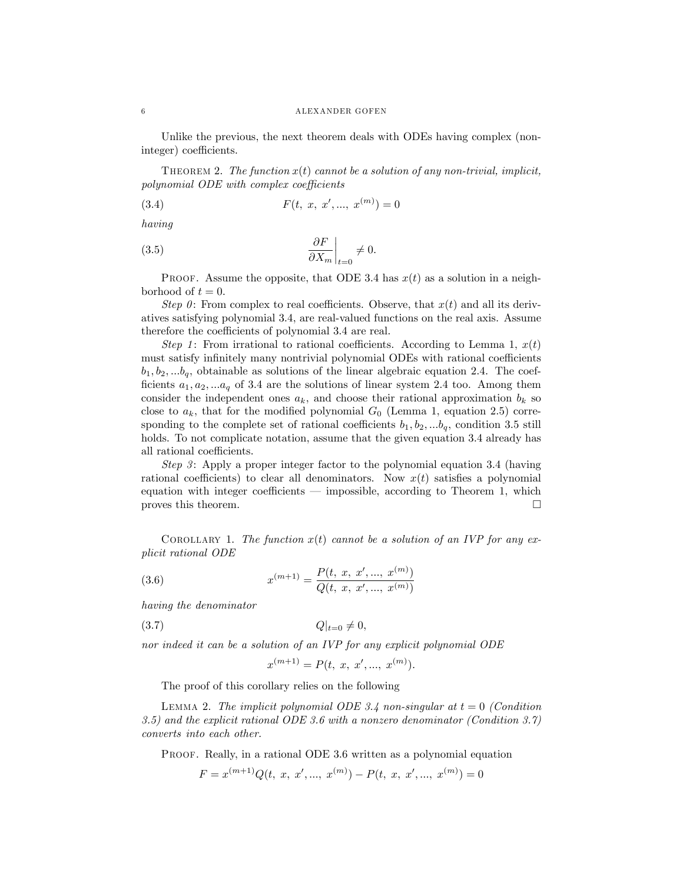Unlike the previous, the next theorem deals with ODEs having complex (non-integer) coefficients.

THEOREM 2. *The function $x(t)$ cannot be a solution of any non-trivial, implicit, polynomial ODE with complex coefficients*

$$F(t,\ x,\ x',...,\ x^{(m)}) = 0 \tag{3.4}$$

*having*

$$\left.\frac{\partial F}{\partial X_m}\right|_{t=0} \neq 0. \tag{3.5}$$

PROOF. Assume the opposite, that ODE 3.4 has $x(t)$ as a solution in a neighborhood of $t = 0$.

*Step 0*: From complex to real coefficients. Observe, that $x(t)$ and all its derivatives satisfying polynomial 3.4, are real-valued functions on the real axis. Assume therefore the coefficients of polynomial 3.4 are real.

*Step 1*: From irrational to rational coefficients. According to Lemma 1, $x(t)$ must satisfy infinitely many nontrivial polynomial ODEs with rational coefficients $b_1, b_2, ...b_q$, obtainable as solutions of the linear algebraic equation 2.4. The coefficients $a_1, a_2, ...a_q$ of 3.4 are the solutions of linear system 2.4 too. Among them consider the independent ones $a_k$, and choose their rational approximation $b_k$ so close to $a_k$, that for the modified polynomial $G_0$ (Lemma 1, equation 2.5) corresponding to the complete set of rational coefficients $b_1, b_2, ...b_q$, condition 3.5 still holds. To not complicate notation, assume that the given equation 3.4 already has all rational coefficients.

*Step 3*: Apply a proper integer factor to the polynomial equation 3.4 (having rational coefficients) to clear all denominators. Now $x(t)$ satisfies a polynomial equation with integer coefficients — impossible, according to Theorem 1, which proves this theorem. □

COROLLARY 1. *The function $x(t)$ cannot be a solution of an IVP for any explicit rational ODE*

$$x^{(m+1)} = \frac{P(t,\ x,\ x',...,\ x^{(m)})}{Q(t,\ x,\ x',...,\ x^{(m)})} \tag{3.6}$$

*having the denominator*

$$Q|_{t=0} \neq 0, \tag{3.7}$$

*nor indeed it can be a solution of an IVP for any explicit polynomial ODE*

$$x^{(m+1)} = P(t,\ x,\ x',...,\ x^{(m)}).$$

The proof of this corollary relies on the following

LEMMA 2. *The implicit polynomial ODE 3.4 non-singular at $t = 0$ (Condition 3.5) and the explicit rational ODE 3.6 with a nonzero denominator (Condition 3.7) converts into each other.*

PROOF. Really, in a rational ODE 3.6 written as a polynomial equation

$$F = x^{(m+1)}Q(t,\ x,\ x',...,\ x^{(m)}) - P(t,\ x,\ x',...,\ x^{(m)}) = 0$$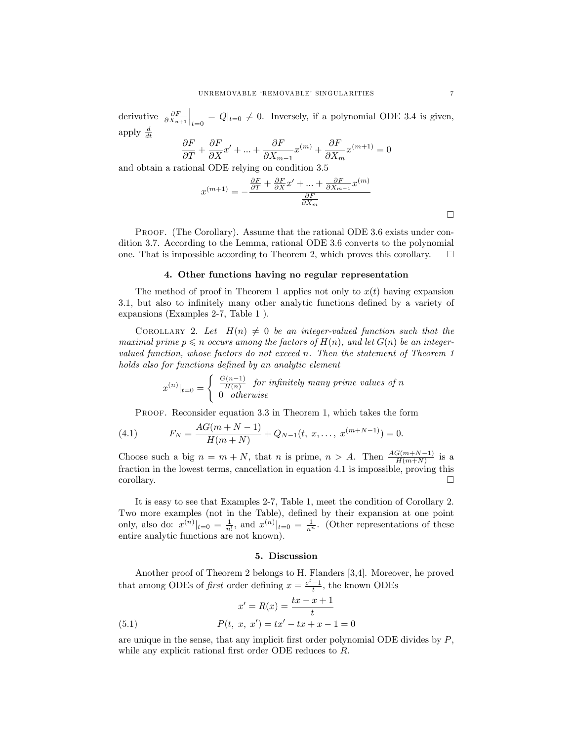derivative $\left.\frac{\partial F}{\partial X_{n+1}}\right|_{t=0} = Q|_{t=0} \neq 0$. Inversely, if a polynomial ODE 3.4 is given, apply $\frac{d}{dt}$

$$\frac{\partial F}{\partial T} + \frac{\partial F}{\partial X}x' + ... + \frac{\partial F}{\partial X_{m-1}}x^{(m)} + \frac{\partial F}{\partial X_m}x^{(m+1)} = 0$$

and obtain a rational ODE relying on condition 3.5

$$x^{(m+1)} = -\frac{\frac{\partial F}{\partial T} + \frac{\partial F}{\partial X}x' + ... + \frac{\partial F}{\partial X_{m-1}}x^{(m)}}{\frac{\partial F}{\partial X_m}}$$

□

Proof. (The Corollary). Assume that the rational ODE 3.6 exists under condition 3.7. According to the Lemma, rational ODE 3.6 converts to the polynomial one. That is impossible according to Theorem 2, which proves this corollary. □

## 4. Other functions having no regular representation

The method of proof in Theorem 1 applies not only to $x(t)$ having expansion 3.1, but also to infinitely many other analytic functions defined by a variety of expansions (Examples 2-7, Table 1 ).

Corollary 2. *Let $H(n) \neq 0$ be an integer-valued function such that the maximal prime $p \leqslant n$ occurs among the factors of $H(n)$, and let $G(n)$ be an integer-valued function, whose factors do not exceed $n$. Then the statement of Theorem 1 holds also for functions defined by an analytic element*

$$x^{(n)}|_{t=0} = \begin{cases} \frac{G(n-1)}{H(n)} & \textit{for infinitely many prime values of } n \\ 0 & \textit{otherwise} \end{cases}$$

Proof. Reconsider equation 3.3 in Theorem 1, which takes the form

$$F_N = \frac{AG(m+N-1)}{H(m+N)} + Q_{N-1}(t,\ x, \dots,\ x^{(m+N-1)}) = 0. \tag{4.1}$$

Choose such a big $n = m+N$, that $n$ is prime, $n > A$. Then $\frac{AG(m+N-1)}{H(m+N)}$ is a fraction in the lowest terms, cancellation in equation 4.1 is impossible, proving this corollary. □

It is easy to see that Examples 2-7, Table 1, meet the condition of Corollary 2. Two more examples (not in the Table), defined by their expansion at one point only, also do: $x^{(n)}|_{t=0} = \frac{1}{n!}$, and $x^{(n)}|_{t=0} = \frac{1}{n^n}$. (Other representations of these entire analytic functions are not known).

## 5. Discussion

Another proof of Theorem 2 belongs to H. Flanders [3,4]. Moreover, he proved that among ODEs of *first* order defining $x = \frac{e^t-1}{t}$, the known ODEs

$$x' = R(x) = \frac{tx - x + 1}{t}$$

$$P(t,\ x,\ x') = tx' - tx + x - 1 = 0 \tag{5.1}$$

are unique in the sense, that any implicit first order polynomial ODE divides by $P$, while any explicit rational first order ODE reduces to $R$.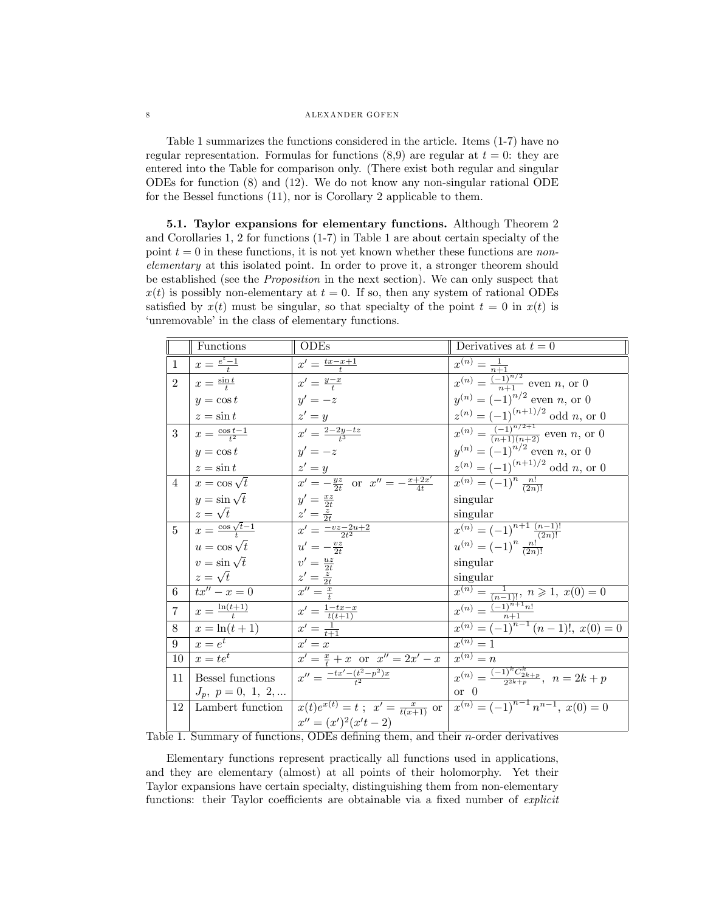Table 1 summarizes the functions considered in the article. Items (1-7) have no regular representation. Formulas for functions (8,9) are regular at $t = 0$: they are entered into the Table for comparison only. (There exist both regular and singular ODEs for function (8) and (12). We do not know any non-singular rational ODE for the Bessel functions (11), nor is Corollary 2 applicable to them.

**5.1. Taylor expansions for elementary functions.** Although Theorem 2 and Corollaries 1, 2 for functions (1-7) in Table 1 are about certain specialty of the point $t = 0$ in these functions, it is not yet known whether these functions are *non-elementary* at this isolated point. In order to prove it, a stronger theorem should be established (see the *Proposition* in the next section). We can only suspect that $x(t)$ is possibly non-elementary at $t = 0$. If so, then any system of rational ODEs satisfied by $x(t)$ must be singular, so that specialty of the point $t = 0$ in $x(t)$ is 'unremovable' in the class of elementary functions.

| | Functions | ODEs | Derivatives at $t = 0$ |
|---|---|---|---|
| 1 | $x = \frac{e^t - 1}{t}$ | $x' = \frac{tx - x + 1}{t}$ | $x^{(n)} = \frac{1}{n+1}$ |
| 2 | $x = \frac{\sin t}{t}$ | $x' = \frac{y - x}{t}$ | $x^{(n)} = \frac{(-1)^{n/2}}{n+1}$ even $n$, or 0 |
| | $y = \cos t$ | $y' = -z$ | $y^{(n)} = (-1)^{n/2}$ even $n$, or 0 |
| | $z = \sin t$ | $z' = y$ | $z^{(n)} = (-1)^{(n+1)/2}$ odd $n$, or 0 |
| 3 | $x = \frac{\cos t - 1}{t^2}$ | $x' = \frac{2 - 2y - tz}{t^3}$ | $x^{(n)} = \frac{(-1)^{n/2+1}}{(n+1)(n+2)}$ even $n$, or 0 |
| | $y = \cos t$ | $y' = -z$ | $y^{(n)} = (-1)^{n/2}$ even $n$, or 0 |
| | $z = \sin t$ | $z' = y$ | $z^{(n)} = (-1)^{(n+1)/2}$ odd $n$, or 0 |
| 4 | $x = \cos\sqrt{t}$ | $x' = -\frac{yz}{2t}$ or $x'' = -\frac{x + 2x'}{4t}$ | $x^{(n)} = (-1)^n \frac{n!}{(2n)!}$ |
| | $y = \sin\sqrt{t}$ | $y' = \frac{xz}{2t}$ | singular |
| | $z = \sqrt{t}$ | $z' = \frac{z}{2t}$ | singular |
| 5 | $x = \frac{\cos\sqrt{t} - 1}{t}$ | $x' = \frac{-vz - 2u + 2}{2t^2}$ | $x^{(n)} = (-1)^{n+1} \frac{(n-1)!}{(2n)!}$ |
| | $u = \cos\sqrt{t}$ | $u' = -\frac{vz}{2t}$ | $u^{(n)} = (-1)^n \frac{n!}{(2n)!}$ |
| | $v = \sin\sqrt{t}$ | $v' = \frac{uz}{2t}$ | singular |
| | $z = \sqrt{t}$ | $z' = \frac{z}{2t}$ | singular |
| 6 | $tx'' - x = 0$ | $x'' = \frac{x}{t}$ | $x^{(n)} = \frac{1}{(n-1)!}$, $n \geqslant 1$, $x(0) = 0$ |
| 7 | $x = \frac{\ln(t+1)}{t}$ | $x' = \frac{1 - tx - x}{t(t+1)}$ | $x^{(n)} = \frac{(-1)^{n+1} n!}{n+1}$ |
| 8 | $x = \ln(t+1)$ | $x' = \frac{1}{t+1}$ | $x^{(n)} = (-1)^{n-1}(n-1)!$, $x(0) = 0$ |
| 9 | $x = e^t$ | $x' = x$ | $x^{(n)} = 1$ |
| 10 | $x = te^t$ | $x' = \frac{x}{t} + x$ or $x'' = 2x' - x$ | $x^{(n)} = n$ |
| 11 | Bessel functions | $x'' = \frac{-tx' - (t^2 - p^2)x}{t^2}$ | $x^{(n)} = \frac{(-1)^k C_{2k+p}^k}{2^{2k+p}}$, $n = 2k + p$ |
| | $J_p$, $p = 0, 1, 2, \ldots$ | | or 0 |
| 12 | Lambert function | $x(t)e^{x(t)} = t$ ; $x' = \frac{x}{t(x+1)}$ or | $x^{(n)} = (-1)^{n-1} n^{n-1}$, $x(0) = 0$ |
| | | $x'' = (x')^2(x't - 2)$ | |

Table 1. Summary of functions, ODEs defining them, and their $n$-order derivatives

Elementary functions represent practically all functions used in applications, and they are elementary (almost) at all points of their holomorphy. Yet their Taylor expansions have certain specialty, distinguishing them from non-elementary functions: their Taylor coefficients are obtainable via a fixed number of *explicit*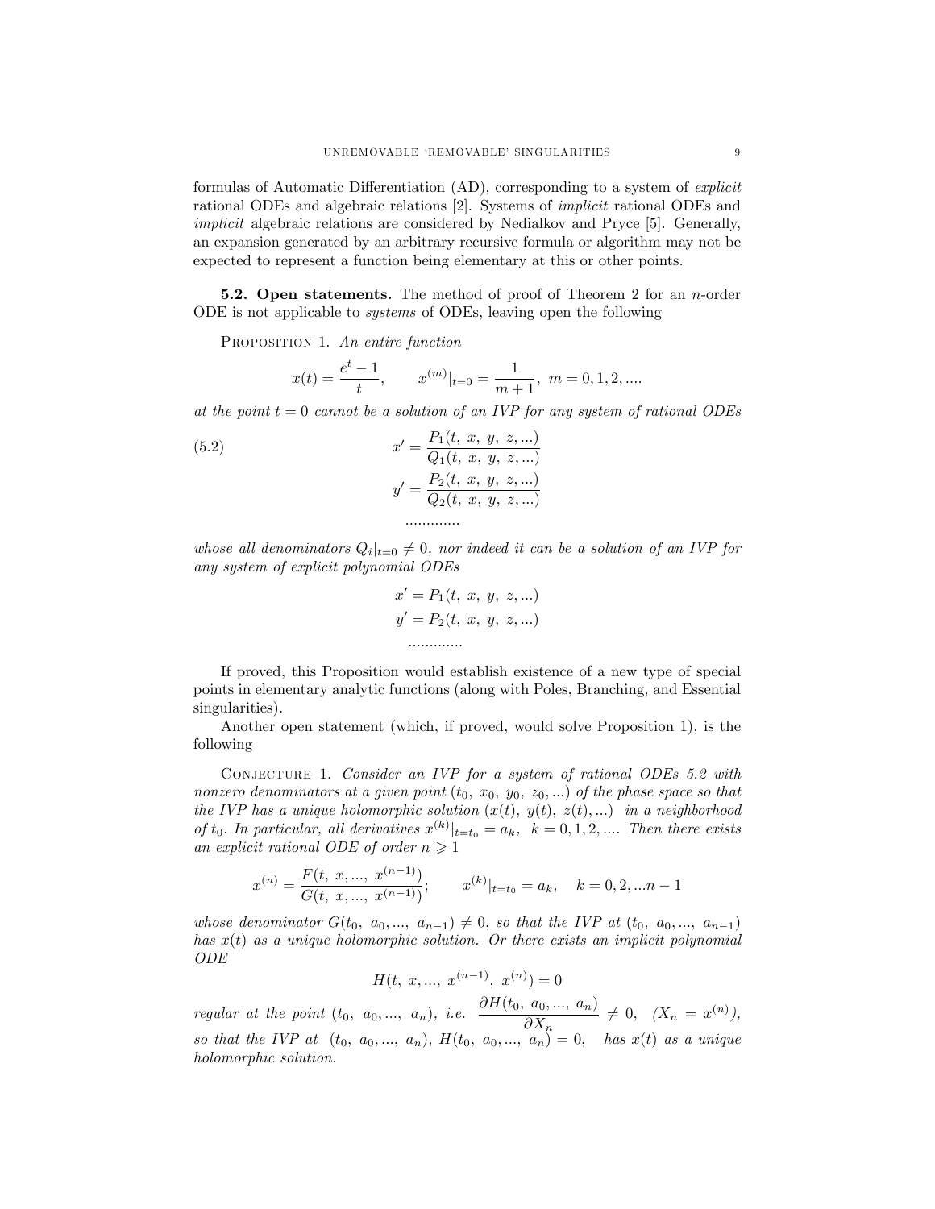formulas of Automatic Differentiation (AD), corresponding to a system of *explicit* rational ODEs and algebraic relations [2]. Systems of *implicit* rational ODEs and *implicit* algebraic relations are considered by Nedialkov and Pryce [5]. Generally, an expansion generated by an arbitrary recursive formula or algorithm may not be expected to represent a function being elementary at this or other points.

**5.2. Open statements.** The method of proof of Theorem 2 for an $n$-order ODE is not applicable to *systems* of ODEs, leaving open the following

Proposition 1. *An entire function*

$$x(t) = \frac{e^t - 1}{t}, \qquad x^{(m)}|_{t=0} = \frac{1}{m+1}, \ m = 0, 1, 2, ....$$

*at the point $t = 0$ cannot be a solution of an IVP for any system of rational ODEs*

$$\begin{aligned} x' &= \frac{P_1(t,\ x,\ y,\ z, ...)}{Q_1(t,\ x,\ y,\ z, ...)} \\ y' &= \frac{P_2(t,\ x,\ y,\ z, ...)}{Q_2(t,\ x,\ y,\ z, ...)} \\ &............. \end{aligned} \tag{5.2}$$

*whose all denominators $Q_i|_{t=0} \neq 0$, nor indeed it can be a solution of an IVP for any system of explicit polynomial ODEs*

$$\begin{aligned} x' &= P_1(t,\ x,\ y,\ z, ...) \\ y' &= P_2(t,\ x,\ y,\ z, ...) \\ &............. \end{aligned}$$

If proved, this Proposition would establish existence of a new type of special points in elementary analytic functions (along with Poles, Branching, and Essential singularities).

Another open statement (which, if proved, would solve Proposition 1), is the following

Conjecture 1. *Consider an IVP for a system of rational ODEs 5.2 with nonzero denominators at a given point $(t_0,\ x_0,\ y_0,\ z_0, ...)$ of the phase space so that the IVP has a unique holomorphic solution $(x(t),\ y(t),\ z(t), ...)$ in a neighborhood of $t_0$. In particular, all derivatives $x^{(k)}|_{t=t_0} = a_k,\ \ k = 0, 1, 2, ....$ Then there exists an explicit rational ODE of order $n \geqslant 1$*

$$x^{(n)} = \frac{F(t,\ x, ...,\ x^{(n-1)})}{G(t,\ x, ...,\ x^{(n-1)})}; \qquad x^{(k)}|_{t=t_0} = a_k, \quad k = 0, 2, ...n - 1$$

*whose denominator $G(t_0,\ a_0, ...,\ a_{n-1}) \neq 0$, so that the IVP at $(t_0,\ a_0, ...,\ a_{n-1})$ has $x(t)$ as a unique holomorphic solution. Or there exists an implicit polynomial ODE*

$$H(t,\ x, ...,\ x^{(n-1)},\ x^{(n)}) = 0$$

*regular at the point $(t_0,\ a_0, ...,\ a_n)$, i.e.* $\dfrac{\partial H(t_0,\ a_0, ...,\ a_n)}{\partial X_n} \neq 0$, $(X_n = x^{(n)})$, *so that the IVP at $(t_0,\ a_0, ...,\ a_n)$, $H(t_0,\ a_0, ...,\ a_n) = 0$, has $x(t)$ as a unique holomorphic solution.*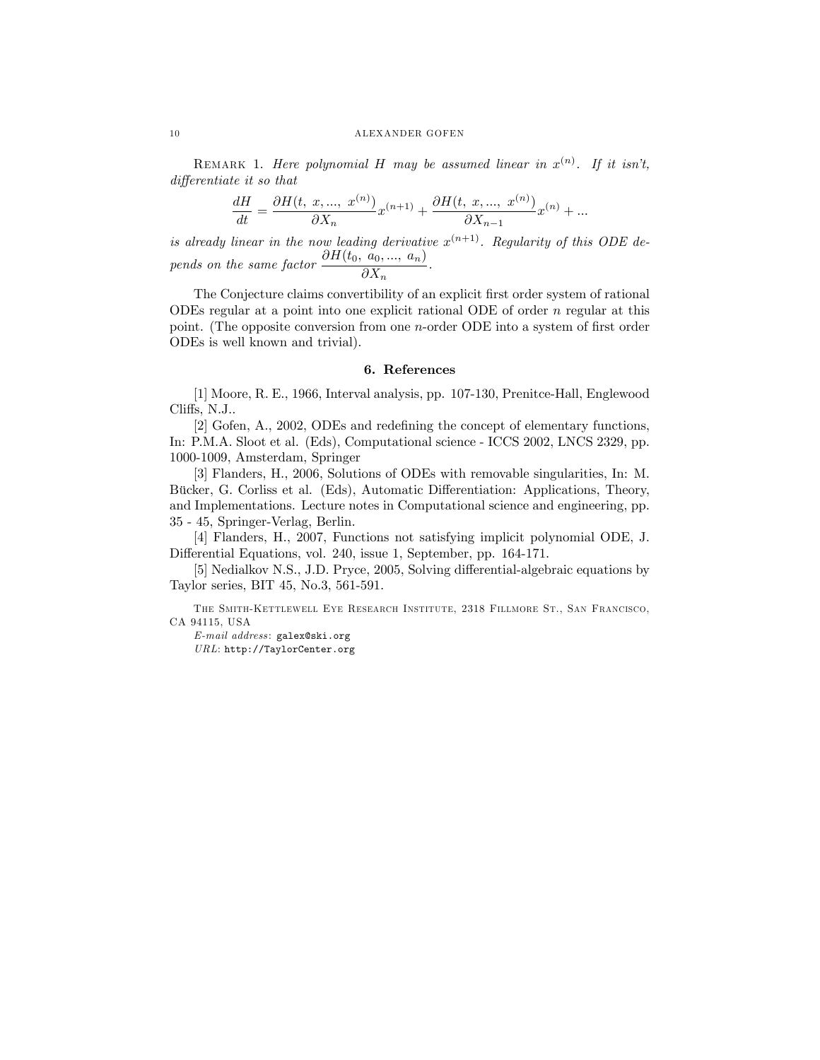Remark 1. *Here polynomial $H$ may be assumed linear in $x^{(n)}$. If it isn't, differentiate it so that*

$$\frac{dH}{dt} = \frac{\partial H(t,\ x, ...,\ x^{(n)})}{\partial X_n} x^{(n+1)} + \frac{\partial H(t,\ x, ...,\ x^{(n)})}{\partial X_{n-1}} x^{(n)} + ...$$

*is already linear in the now leading derivative $x^{(n+1)}$. Regularity of this ODE depends on the same factor $\dfrac{\partial H(t_0,\ a_0, ...,\ a_n)}{\partial X_n}$.*

The Conjecture claims convertibility of an explicit first order system of rational ODEs regular at a point into one explicit rational ODE of order $n$ regular at this point. (The opposite conversion from one $n$-order ODE into a system of first order ODEs is well known and trivial).

## 6. References

[1] Moore, R. E., 1966, Interval analysis, pp. 107-130, Prenitce-Hall, Englewood Cliffs, N.J..

[2] Gofen, A., 2002, ODEs and redefining the concept of elementary functions, In: P.M.A. Sloot et al. (Eds), Computational science - ICCS 2002, LNCS 2329, pp. 1000-1009, Amsterdam, Springer

[3] Flanders, H., 2006, Solutions of ODEs with removable singularities, In: M. Bücker, G. Corliss et al. (Eds), Automatic Differentiation: Applications, Theory, and Implementations. Lecture notes in Computational science and engineering, pp. 35 - 45, Springer-Verlag, Berlin.

[4] Flanders, H., 2007, Functions not satisfying implicit polynomial ODE, J. Differential Equations, vol. 240, issue 1, September, pp. 164-171.

[5] Nedialkov N.S., J.D. Pryce, 2005, Solving differential-algebraic equations by Taylor series, BIT 45, No.3, 561-591.

The Smith-Kettlewell Eye Research Institute, 2318 Fillmore St., San Francisco, CA 94115, USA

*E-mail address*: galex@ski.org

*URL*: http://TaylorCenter.org